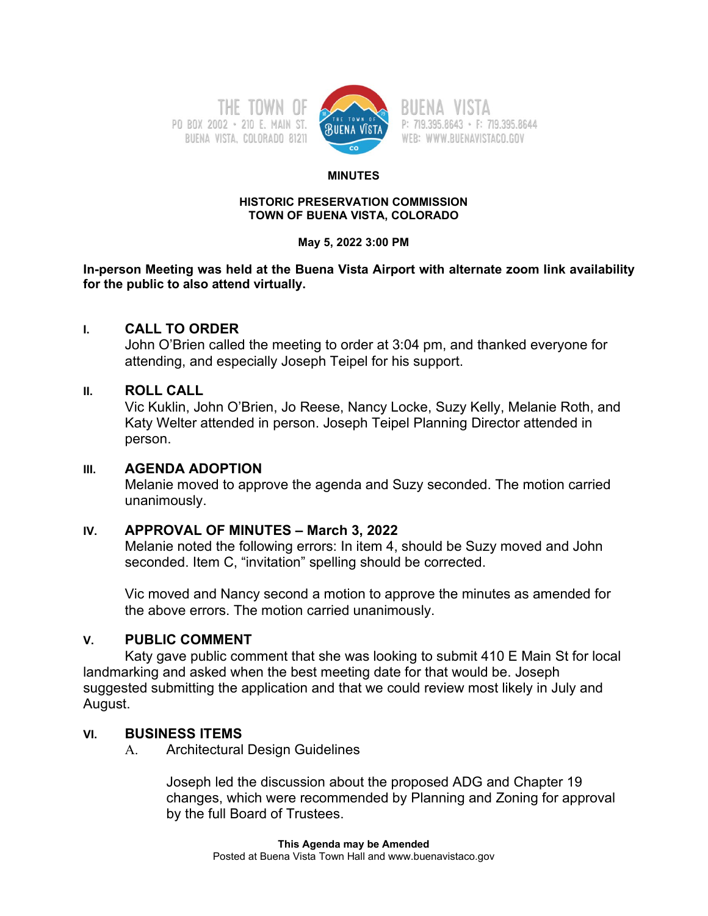THE TOWN OF
PO BOX 2002 • 210 E. MAIN ST.
BUENA VISTA, COLORADO 81211

BUENA VISTA
P: 719.395.8643 • F: 719.395.8644
WEB: WWW.BUENAVISTACO.GOV

**MINUTES**

**HISTORIC PRESERVATION COMMISSION**
**TOWN OF BUENA VISTA, COLORADO**

**May 5, 2022 3:00 PM**

**In-person Meeting was held at the Buena Vista Airport with alternate zoom link availability for the public to also attend virtually.**

## I. CALL TO ORDER

John O'Brien called the meeting to order at 3:04 pm, and thanked everyone for attending, and especially Joseph Teipel for his support.

## II. ROLL CALL

Vic Kuklin, John O'Brien, Jo Reese, Nancy Locke, Suzy Kelly, Melanie Roth, and Katy Welter attended in person. Joseph Teipel Planning Director attended in person.

## III. AGENDA ADOPTION

Melanie moved to approve the agenda and Suzy seconded. The motion carried unanimously.

## IV. APPROVAL OF MINUTES – March 3, 2022

Melanie noted the following errors: In item 4, should be Suzy moved and John seconded. Item C, "invitation" spelling should be corrected.

Vic moved and Nancy second a motion to approve the minutes as amended for the above errors. The motion carried unanimously.

## V. PUBLIC COMMENT

Katy gave public comment that she was looking to submit 410 E Main St for local landmarking and asked when the best meeting date for that would be. Joseph suggested submitting the application and that we could review most likely in July and August.

## VI. BUSINESS ITEMS

A. Architectural Design Guidelines

Joseph led the discussion about the proposed ADG and Chapter 19 changes, which were recommended by Planning and Zoning for approval by the full Board of Trustees.

**This Agenda may be Amended**
Posted at Buena Vista Town Hall and www.buenavistaco.gov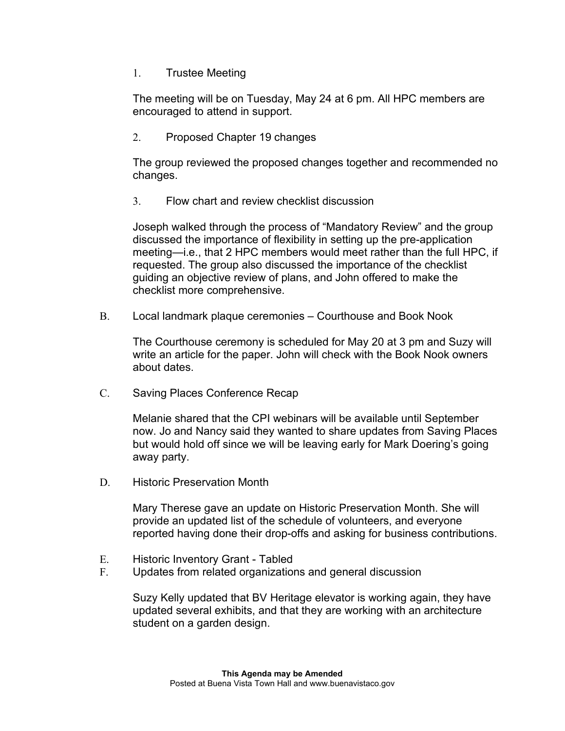1. Trustee Meeting

   The meeting will be on Tuesday, May 24 at 6 pm. All HPC members are encouraged to attend in support.

2. Proposed Chapter 19 changes

   The group reviewed the proposed changes together and recommended no changes.

3. Flow chart and review checklist discussion

   Joseph walked through the process of "Mandatory Review" and the group discussed the importance of flexibility in setting up the pre-application meeting—i.e., that 2 HPC members would meet rather than the full HPC, if requested. The group also discussed the importance of the checklist guiding an objective review of plans, and John offered to make the checklist more comprehensive.

B. Local landmark plaque ceremonies – Courthouse and Book Nook

   The Courthouse ceremony is scheduled for May 20 at 3 pm and Suzy will write an article for the paper. John will check with the Book Nook owners about dates.

C. Saving Places Conference Recap

   Melanie shared that the CPI webinars will be available until September now. Jo and Nancy said they wanted to share updates from Saving Places but would hold off since we will be leaving early for Mark Doering's going away party.

D. Historic Preservation Month

   Mary Therese gave an update on Historic Preservation Month. She will provide an updated list of the schedule of volunteers, and everyone reported having done their drop-offs and asking for business contributions.

E. Historic Inventory Grant - Tabled

F. Updates from related organizations and general discussion

   Suzy Kelly updated that BV Heritage elevator is working again, they have updated several exhibits, and that they are working with an architecture student on a garden design.

**This Agenda may be Amended**
Posted at Buena Vista Town Hall and www.buenavistaco.gov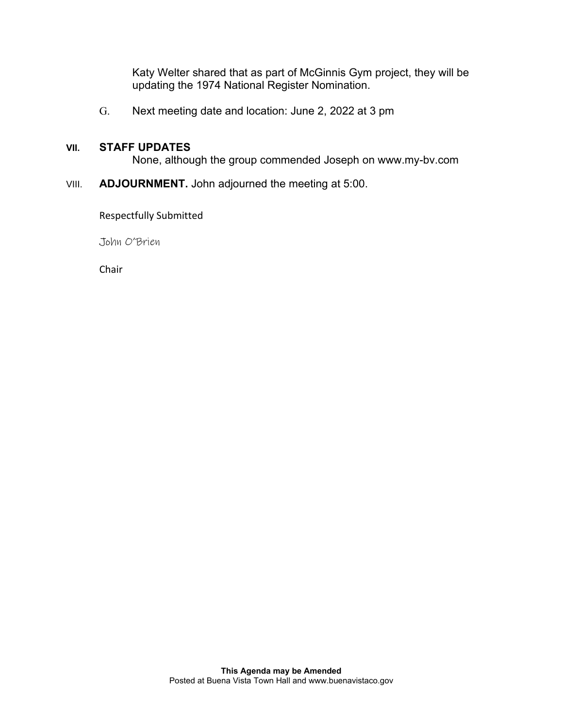Katy Welter shared that as part of McGinnis Gym project, they will be updating the 1974 National Register Nomination.

G. Next meeting date and location: June 2, 2022 at 3 pm

## VII. STAFF UPDATES

None, although the group commended Joseph on www.my-bv.com

VIII. **ADJOURNMENT.** John adjourned the meeting at 5:00.

Respectfully Submitted

John O'Brien

Chair

**This Agenda may be Amended**
Posted at Buena Vista Town Hall and www.buenavistaco.gov